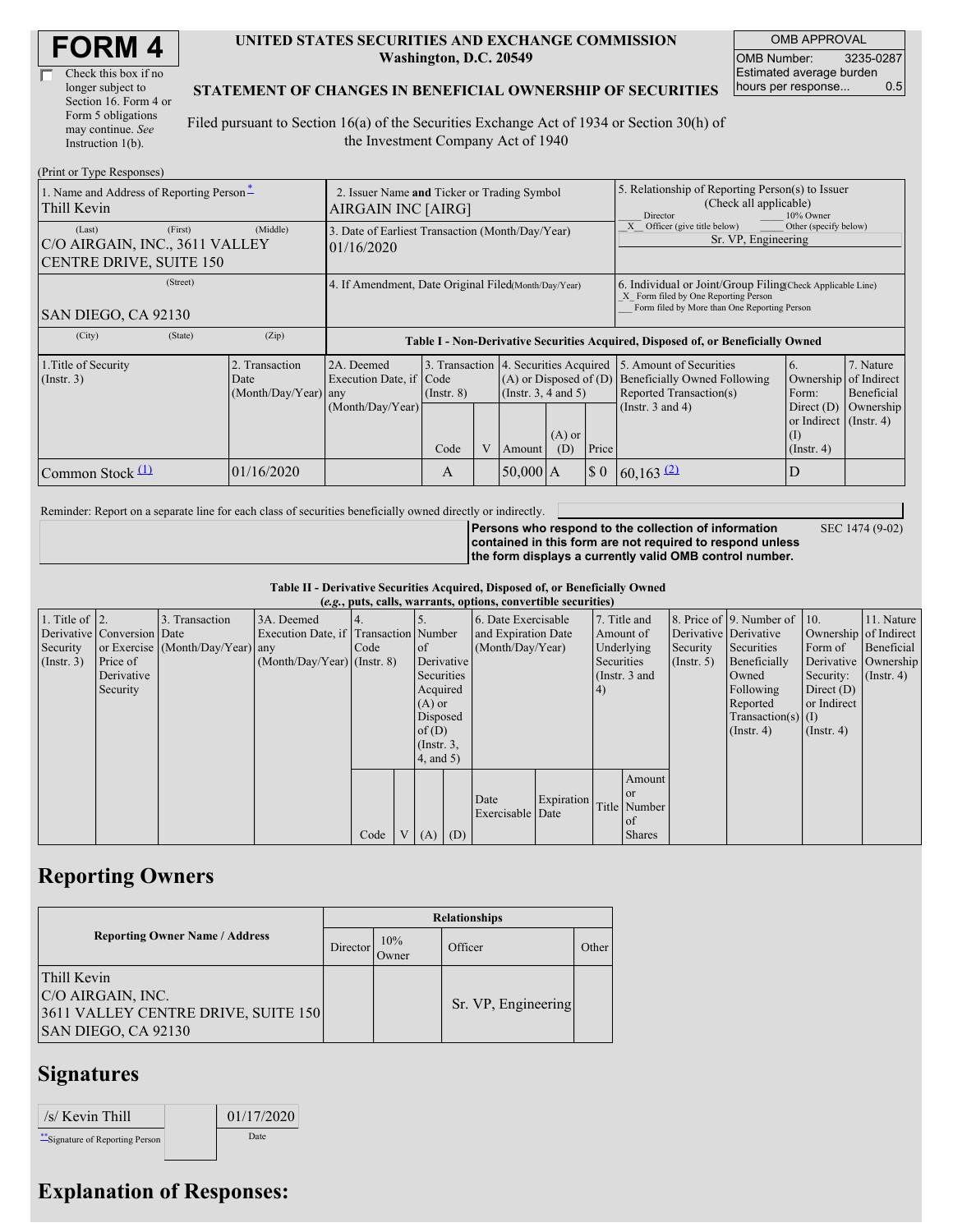# FORM 4

☐ Check this box if no longer subject to Section 16. Form 4 or Form 5 obligations may continue. *See* Instruction 1(b).

**UNITED STATES SECURITIES AND EXCHANGE COMMISSION**
**Washington, D.C. 20549**

**STATEMENT OF CHANGES IN BENEFICIAL OWNERSHIP OF SECURITIES**

Filed pursuant to Section 16(a) of the Securities Exchange Act of 1934 or Section 30(h) of the Investment Company Act of 1940

| OMB APPROVAL | |
|---|---|
| OMB Number: | 3235-0287 |
| Estimated average burden hours per response... | 0.5 |

(Print or Type Responses)

| 1. Name and Address of Reporting Person * | 2. Issuer Name and Ticker or Trading Symbol | 5. Relationship of Reporting Person(s) to Issuer (Check all applicable) |
|---|---|---|
| Thill Kevin | AIRGAIN INC [AIRG] | ___ Director ___ 10% Owner |
| (Last) (First) (Middle) C/O AIRGAIN, INC., 3611 VALLEY CENTRE DRIVE, SUITE 150 | 3. Date of Earliest Transaction (Month/Day/Year) 01/16/2020 | _X_ Officer (give title below) ___ Other (specify below) Sr. VP, Engineering |
| (Street) SAN DIEGO, CA 92130 | 4. If Amendment, Date Original Filed (Month/Day/Year) | 6. Individual or Joint/Group Filing (Check Applicable Line) _X_ Form filed by One Reporting Person ___ Form filed by More than One Reporting Person |
| (City) (State) (Zip) | | |

**Table I - Non-Derivative Securities Acquired, Disposed of, or Beneficially Owned**

| 1.Title of Security (Instr. 3) | 2. Transaction Date (Month/Day/Year) | 2A. Deemed Execution Date, if any (Month/Day/Year) | 3. Transaction Code (Instr. 8) | | 4. Securities Acquired (A) or Disposed of (D) (Instr. 3, 4 and 5) | | | 5. Amount of Securities Beneficially Owned Following Reported Transaction(s) (Instr. 3 and 4) | 6. Ownership Form: Direct (D) or Indirect (I) (Instr. 4) | 7. Nature of Indirect Beneficial Ownership (Instr. 4) |
|---|---|---|---|---|---|---|---|---|---|---|
| | | | Code | V | Amount | (A) or (D) | Price | | | |
| Common Stock (1) | 01/16/2020 | | A | | 50,000 | A | $ 0 | 60,163 (2) | D | |

Reminder: Report on a separate line for each class of securities beneficially owned directly or indirectly.

**Persons who respond to the collection of information contained in this form are not required to respond unless the form displays a currently valid OMB control number.** SEC 1474 (9-02)

**Table II - Derivative Securities Acquired, Disposed of, or Beneficially Owned**
**(*e.g.*, puts, calls, warrants, options, convertible securities)**

| 1. Title of Derivative Security (Instr. 3) | 2. Conversion or Exercise Price of Derivative Security | 3. Transaction Date (Month/Day/Year) | 3A. Deemed Execution Date, if any (Month/Day/Year) | 4. Transaction Code (Instr. 8) | | 5. Number of Derivative Securities Acquired (A) or Disposed of (D) (Instr. 3, 4, and 5) | | 6. Date Exercisable and Expiration Date (Month/Day/Year) | | 7. Title and Amount of Underlying Securities (Instr. 3 and 4) | | 8. Price of Derivative Security (Instr. 5) | 9. Number of Derivative Securities Beneficially Owned Following Reported Transaction(s) (Instr. 4) | 10. Ownership Form of Derivative Security: Direct (D) or Indirect (I) (Instr. 4) | 11. Nature of Indirect Beneficial Ownership (Instr. 4) |
|---|---|---|---|---|---|---|---|---|---|---|---|---|---|---|---|
| | | | | Code | V | (A) | (D) | Date Exercisable | Expiration Date | Title | Amount or Number of Shares | | | | |

## Reporting Owners

| Reporting Owner Name / Address | Relationships | | | |
|---|---|---|---|---|
| | Director | 10% Owner | Officer | Other |
| Thill Kevin C/O AIRGAIN, INC. 3611 VALLEY CENTRE DRIVE, SUITE 150 SAN DIEGO, CA 92130 | | | Sr. VP, Engineering | |

## Signatures

| /s/ Kevin Thill | 01/17/2020 |
|---|---|
| ** Signature of Reporting Person | Date |

## Explanation of Responses: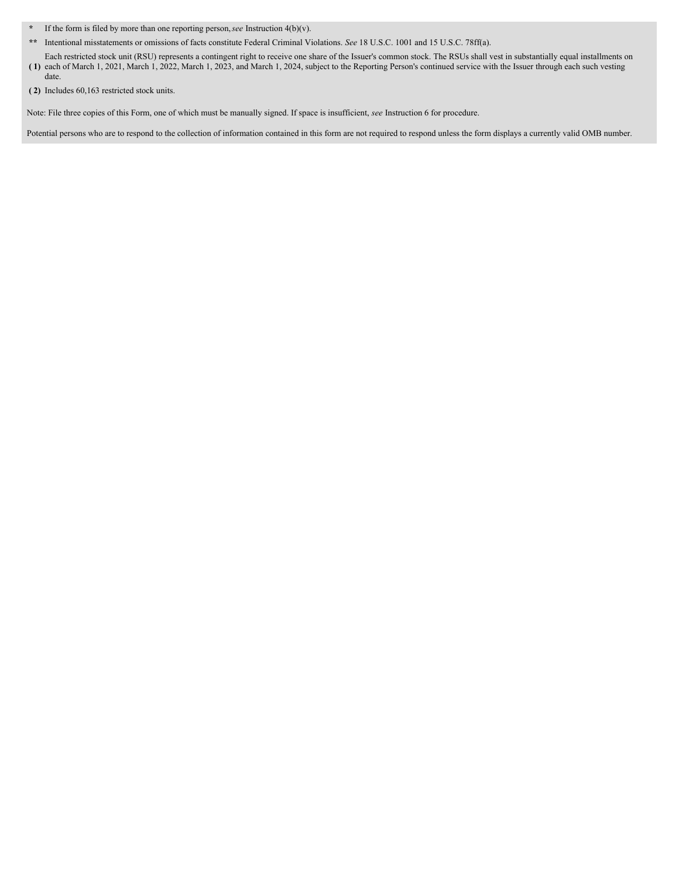| | |
|---|---|
| * | If the form is filed by more than one reporting person, *see* Instruction 4(b)(v). |
| ** | Intentional misstatements or omissions of facts constitute Federal Criminal Violations. *See* 18 U.S.C. 1001 and 15 U.S.C. 78ff(a). |
| **( 1)** | Each restricted stock unit (RSU) represents a contingent right to receive one share of the Issuer's common stock. The RSUs shall vest in substantially equal installments on each of March 1, 2021, March 1, 2022, March 1, 2023, and March 1, 2024, subject to the Reporting Person's continued service with the Issuer through each such vesting date. |
| **( 2)** | Includes 60,163 restricted stock units. |

Note: File three copies of this Form, one of which must be manually signed. If space is insufficient, *see* Instruction 6 for procedure.

Potential persons who are to respond to the collection of information contained in this form are not required to respond unless the form displays a currently valid OMB number.